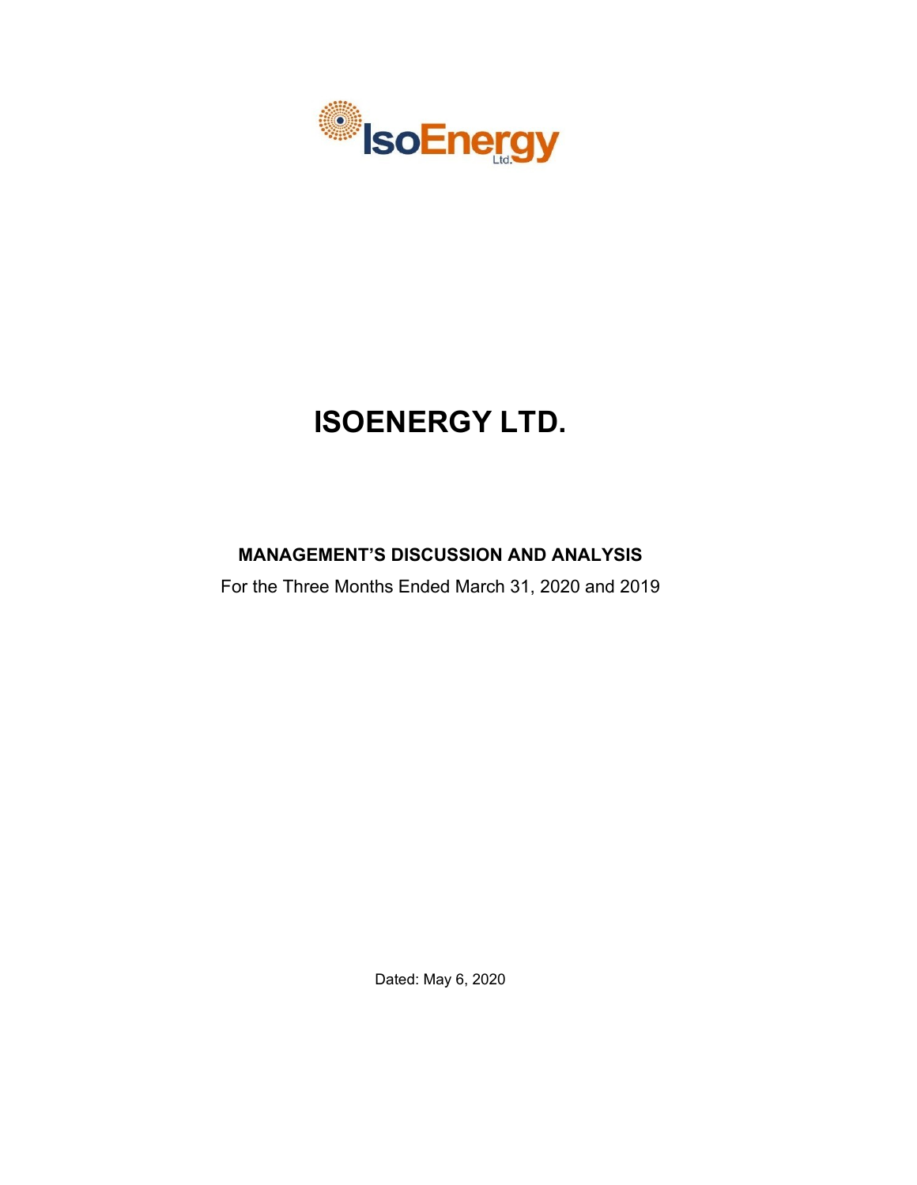# ISOENERGY LTD.

## MANAGEMENT'S DISCUSSION AND ANALYSIS

For the Three Months Ended March 31, 2020 and 2019

Dated: May 6, 2020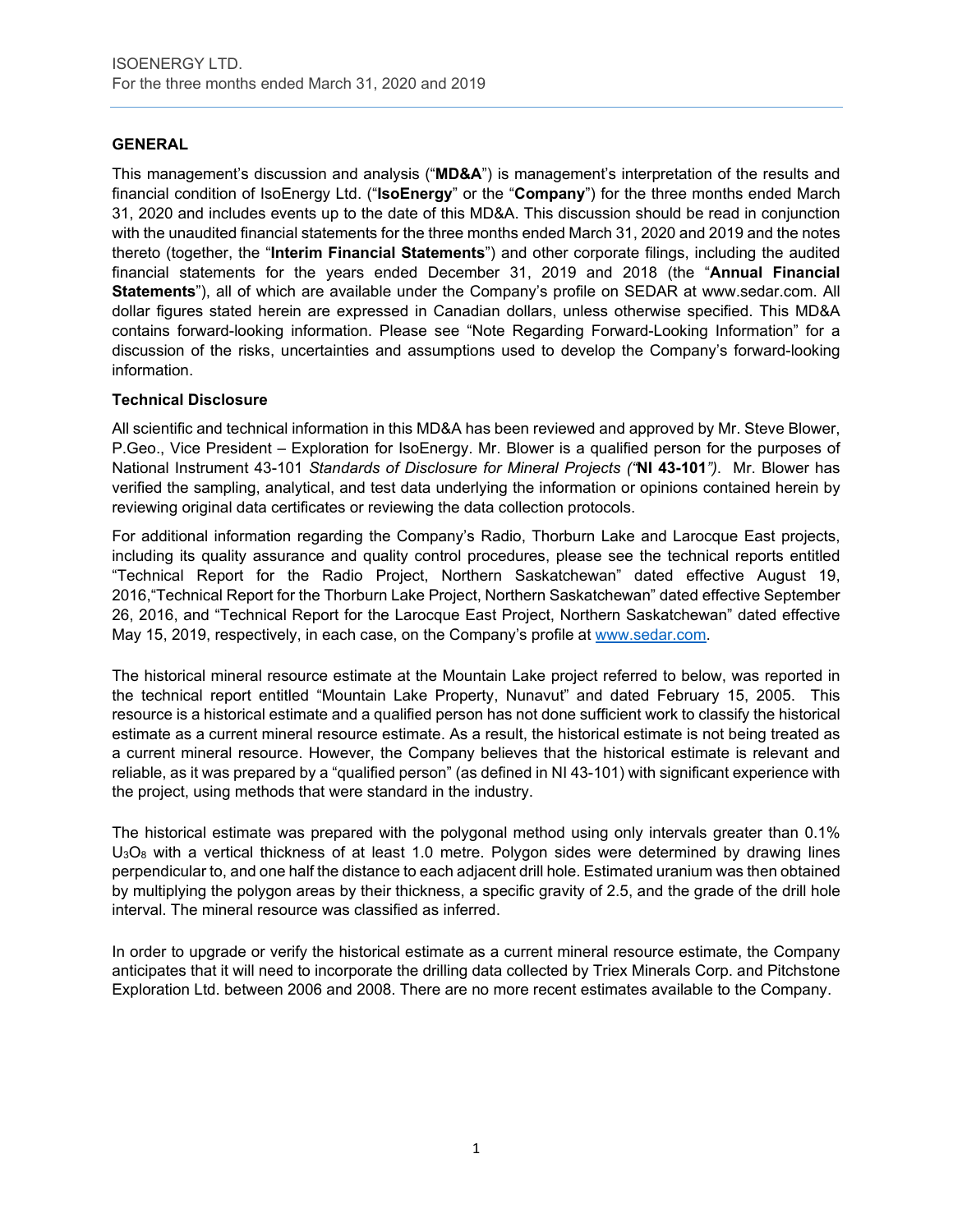## GENERAL

This management's discussion and analysis ("**MD&A**") is management's interpretation of the results and financial condition of IsoEnergy Ltd. ("**IsoEnergy**" or the "**Company**") for the three months ended March 31, 2020 and includes events up to the date of this MD&A. This discussion should be read in conjunction with the unaudited financial statements for the three months ended March 31, 2020 and 2019 and the notes thereto (together, the "**Interim Financial Statements**") and other corporate filings, including the audited financial statements for the years ended December 31, 2019 and 2018 (the "**Annual Financial Statements**"), all of which are available under the Company's profile on SEDAR at www.sedar.com. All dollar figures stated herein are expressed in Canadian dollars, unless otherwise specified. This MD&A contains forward-looking information. Please see "Note Regarding Forward-Looking Information" for a discussion of the risks, uncertainties and assumptions used to develop the Company's forward-looking information.

### Technical Disclosure

All scientific and technical information in this MD&A has been reviewed and approved by Mr. Steve Blower, P.Geo., Vice President – Exploration for IsoEnergy. Mr. Blower is a qualified person for the purposes of National Instrument 43-101 *Standards of Disclosure for Mineral Projects ("***NI 43-101***")*. Mr. Blower has verified the sampling, analytical, and test data underlying the information or opinions contained herein by reviewing original data certificates or reviewing the data collection protocols.

For additional information regarding the Company's Radio, Thorburn Lake and Larocque East projects, including its quality assurance and quality control procedures, please see the technical reports entitled "Technical Report for the Radio Project, Northern Saskatchewan" dated effective August 19, 2016,"Technical Report for the Thorburn Lake Project, Northern Saskatchewan" dated effective September 26, 2016, and "Technical Report for the Larocque East Project, Northern Saskatchewan" dated effective May 15, 2019, respectively, in each case, on the Company's profile at www.sedar.com.

The historical mineral resource estimate at the Mountain Lake project referred to below, was reported in the technical report entitled "Mountain Lake Property, Nunavut" and dated February 15, 2005. This resource is a historical estimate and a qualified person has not done sufficient work to classify the historical estimate as a current mineral resource estimate. As a result, the historical estimate is not being treated as a current mineral resource. However, the Company believes that the historical estimate is relevant and reliable, as it was prepared by a "qualified person" (as defined in NI 43-101) with significant experience with the project, using methods that were standard in the industry.

The historical estimate was prepared with the polygonal method using only intervals greater than 0.1% $U_3O_8$ with a vertical thickness of at least 1.0 metre. Polygon sides were determined by drawing lines perpendicular to, and one half the distance to each adjacent drill hole. Estimated uranium was then obtained by multiplying the polygon areas by their thickness, a specific gravity of 2.5, and the grade of the drill hole interval. The mineral resource was classified as inferred.

In order to upgrade or verify the historical estimate as a current mineral resource estimate, the Company anticipates that it will need to incorporate the drilling data collected by Triex Minerals Corp. and Pitchstone Exploration Ltd. between 2006 and 2008. There are no more recent estimates available to the Company.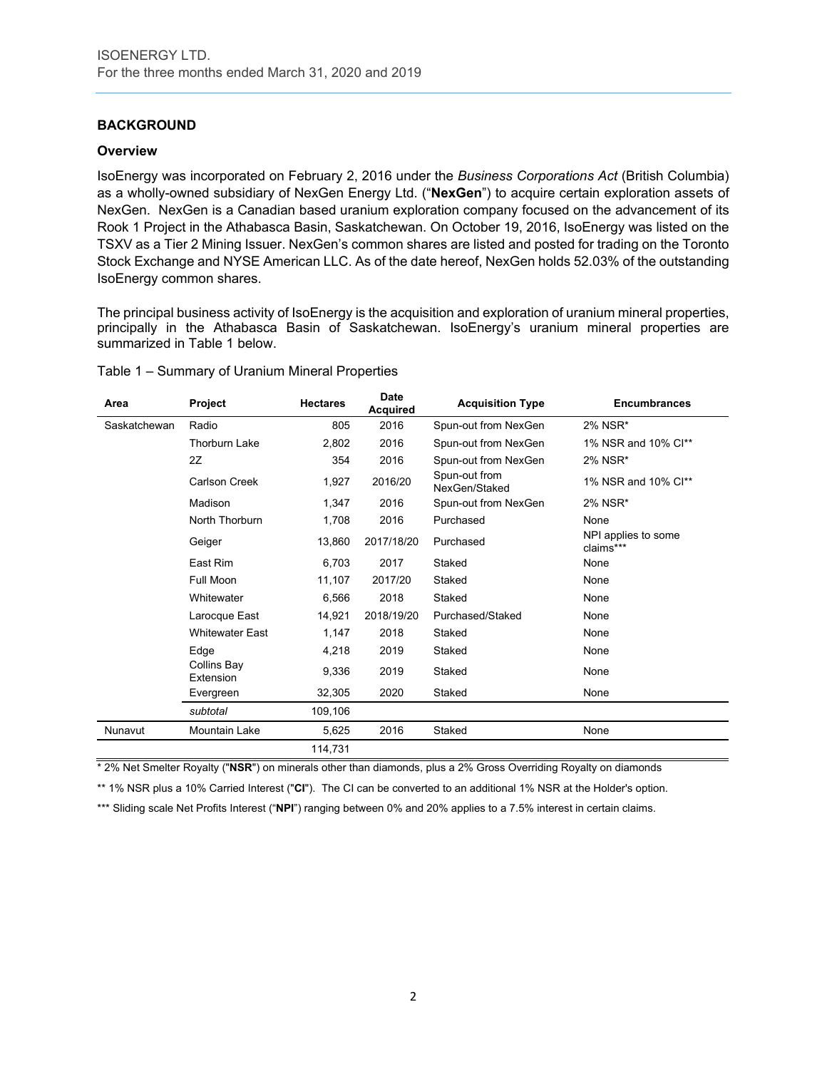## BACKGROUND

### Overview

IsoEnergy was incorporated on February 2, 2016 under the *Business Corporations Act* (British Columbia) as a wholly-owned subsidiary of NexGen Energy Ltd. ("**NexGen**") to acquire certain exploration assets of NexGen. NexGen is a Canadian based uranium exploration company focused on the advancement of its Rook 1 Project in the Athabasca Basin, Saskatchewan. On October 19, 2016, IsoEnergy was listed on the TSXV as a Tier 2 Mining Issuer. NexGen's common shares are listed and posted for trading on the Toronto Stock Exchange and NYSE American LLC. As of the date hereof, NexGen holds 52.03% of the outstanding IsoEnergy common shares.

The principal business activity of IsoEnergy is the acquisition and exploration of uranium mineral properties, principally in the Athabasca Basin of Saskatchewan. IsoEnergy's uranium mineral properties are summarized in Table 1 below.

Table 1 – Summary of Uranium Mineral Properties

| Area | Project | Hectares | Date Acquired | Acquisition Type | Encumbrances |
|---|---|---|---|---|---|
| Saskatchewan | Radio | 805 | 2016 | Spun-out from NexGen | 2% NSR* |
| | Thorburn Lake | 2,802 | 2016 | Spun-out from NexGen | 1% NSR and 10% CI** |
| | 2Z | 354 | 2016 | Spun-out from NexGen | 2% NSR* |
| | Carlson Creek | 1,927 | 2016/20 | Spun-out from NexGen/Staked | 1% NSR and 10% CI** |
| | Madison | 1,347 | 2016 | Spun-out from NexGen | 2% NSR* |
| | North Thorburn | 1,708 | 2016 | Purchased | None |
| | Geiger | 13,860 | 2017/18/20 | Purchased | NPI applies to some claims*** |
| | East Rim | 6,703 | 2017 | Staked | None |
| | Full Moon | 11,107 | 2017/20 | Staked | None |
| | Whitewater | 6,566 | 2018 | Staked | None |
| | Larocque East | 14,921 | 2018/19/20 | Purchased/Staked | None |
| | Whitewater East | 1,147 | 2018 | Staked | None |
| | Edge | 4,218 | 2019 | Staked | None |
| | Collins Bay Extension | 9,336 | 2019 | Staked | None |
| | Evergreen | 32,305 | 2020 | Staked | None |
| | *subtotal* | 109,106 | | | |
| Nunavut | Mountain Lake | 5,625 | 2016 | Staked | None |
| | | 114,731 | | | |

\* 2% Net Smelter Royalty ("**NSR**") on minerals other than diamonds, plus a 2% Gross Overriding Royalty on diamonds

\*\* 1% NSR plus a 10% Carried Interest ("**CI**"). The CI can be converted to an additional 1% NSR at the Holder's option.

\*\*\* Sliding scale Net Profits Interest ("**NPI**") ranging between 0% and 20% applies to a 7.5% interest in certain claims.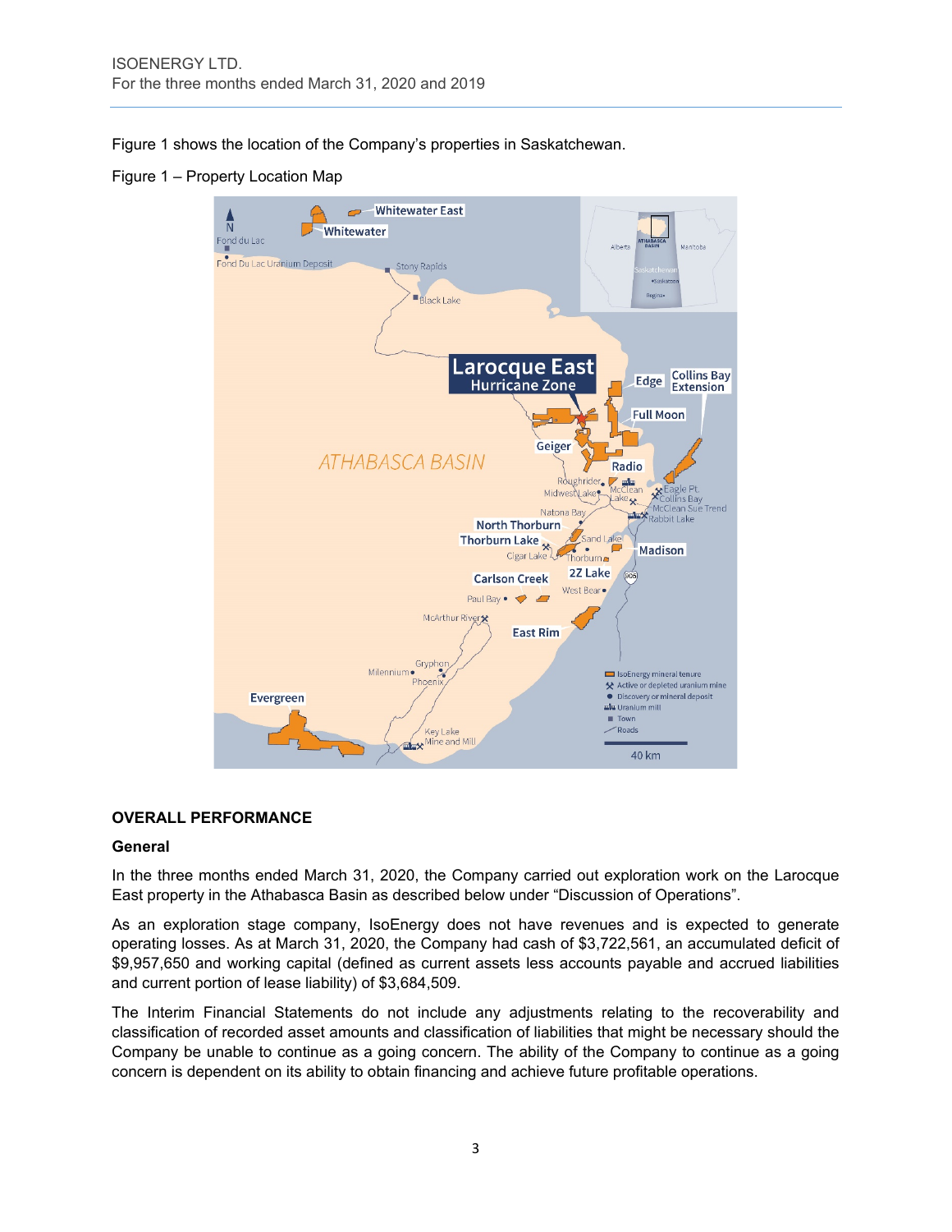Figure 1 shows the location of the Company's properties in Saskatchewan.

Figure 1 – Property Location Map

## OVERALL PERFORMANCE

### General

In the three months ended March 31, 2020, the Company carried out exploration work on the Larocque East property in the Athabasca Basin as described below under "Discussion of Operations".

As an exploration stage company, IsoEnergy does not have revenues and is expected to generate operating losses. As at March 31, 2020, the Company had cash of $3,722,561, an accumulated deficit of $9,957,650 and working capital (defined as current assets less accounts payable and accrued liabilities and current portion of lease liability) of $3,684,509.

The Interim Financial Statements do not include any adjustments relating to the recoverability and classification of recorded asset amounts and classification of liabilities that might be necessary should the Company be unable to continue as a going concern. The ability of the Company to continue as a going concern is dependent on its ability to obtain financing and achieve future profitable operations.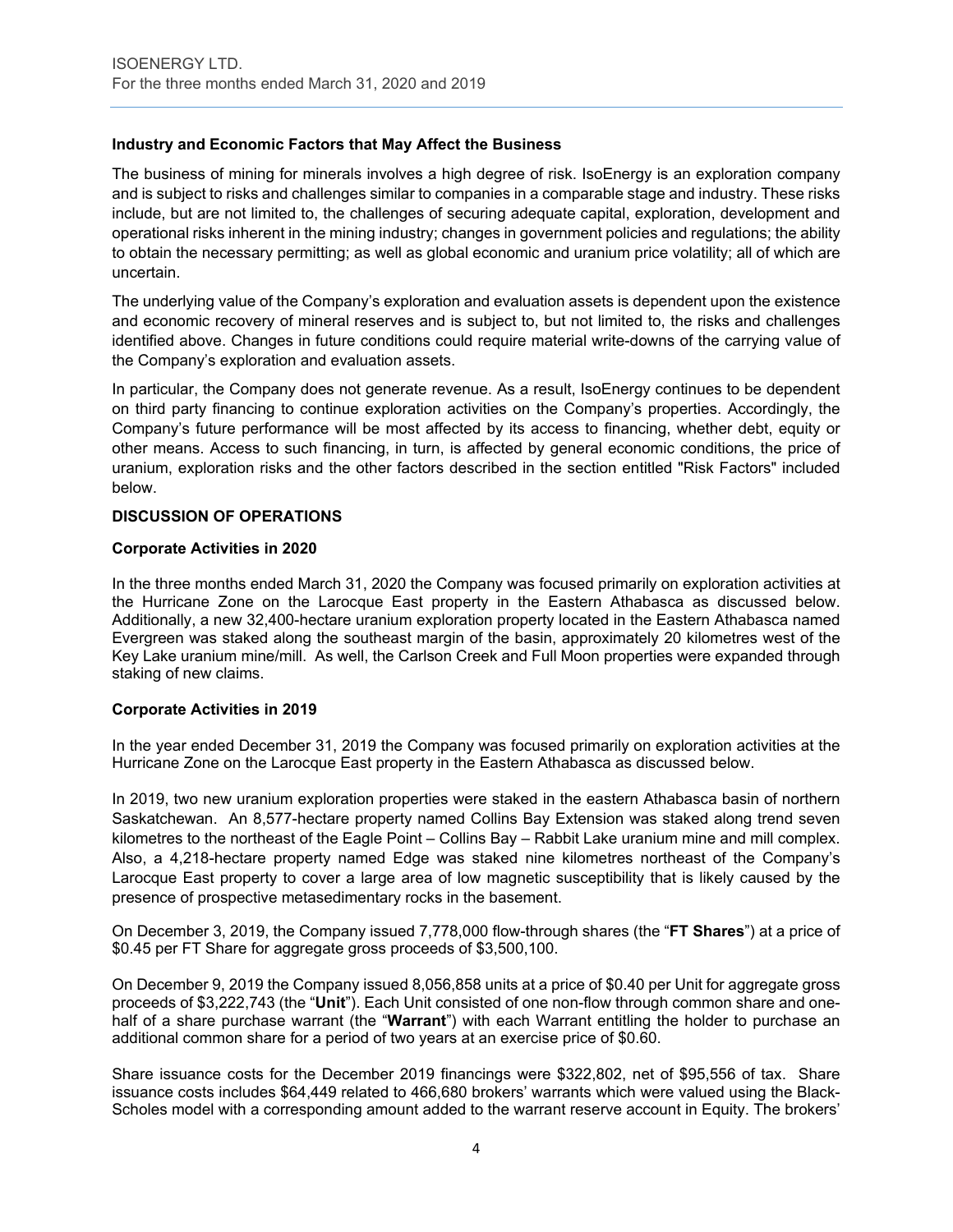### Industry and Economic Factors that May Affect the Business

The business of mining for minerals involves a high degree of risk. IsoEnergy is an exploration company and is subject to risks and challenges similar to companies in a comparable stage and industry. These risks include, but are not limited to, the challenges of securing adequate capital, exploration, development and operational risks inherent in the mining industry; changes in government policies and regulations; the ability to obtain the necessary permitting; as well as global economic and uranium price volatility; all of which are uncertain.

The underlying value of the Company's exploration and evaluation assets is dependent upon the existence and economic recovery of mineral reserves and is subject to, but not limited to, the risks and challenges identified above. Changes in future conditions could require material write-downs of the carrying value of the Company's exploration and evaluation assets.

In particular, the Company does not generate revenue. As a result, IsoEnergy continues to be dependent on third party financing to continue exploration activities on the Company's properties. Accordingly, the Company's future performance will be most affected by its access to financing, whether debt, equity or other means. Access to such financing, in turn, is affected by general economic conditions, the price of uranium, exploration risks and the other factors described in the section entitled "Risk Factors" included below.

## DISCUSSION OF OPERATIONS

### Corporate Activities in 2020

In the three months ended March 31, 2020 the Company was focused primarily on exploration activities at the Hurricane Zone on the Larocque East property in the Eastern Athabasca as discussed below. Additionally, a new 32,400-hectare uranium exploration property located in the Eastern Athabasca named Evergreen was staked along the southeast margin of the basin, approximately 20 kilometres west of the Key Lake uranium mine/mill. As well, the Carlson Creek and Full Moon properties were expanded through staking of new claims.

### Corporate Activities in 2019

In the year ended December 31, 2019 the Company was focused primarily on exploration activities at the Hurricane Zone on the Larocque East property in the Eastern Athabasca as discussed below.

In 2019, two new uranium exploration properties were staked in the eastern Athabasca basin of northern Saskatchewan. An 8,577-hectare property named Collins Bay Extension was staked along trend seven kilometres to the northeast of the Eagle Point – Collins Bay – Rabbit Lake uranium mine and mill complex. Also, a 4,218-hectare property named Edge was staked nine kilometres northeast of the Company's Larocque East property to cover a large area of low magnetic susceptibility that is likely caused by the presence of prospective metasedimentary rocks in the basement.

On December 3, 2019, the Company issued 7,778,000 flow-through shares (the "**FT Shares**") at a price of $0.45 per FT Share for aggregate gross proceeds of $3,500,100.

On December 9, 2019 the Company issued 8,056,858 units at a price of $0.40 per Unit for aggregate gross proceeds of $3,222,743 (the "**Unit**"). Each Unit consisted of one non-flow through common share and one-half of a share purchase warrant (the "**Warrant**") with each Warrant entitling the holder to purchase an additional common share for a period of two years at an exercise price of $0.60.

Share issuance costs for the December 2019 financings were $322,802, net of $95,556 of tax. Share issuance costs includes $64,449 related to 466,680 brokers' warrants which were valued using the Black-Scholes model with a corresponding amount added to the warrant reserve account in Equity. The brokers'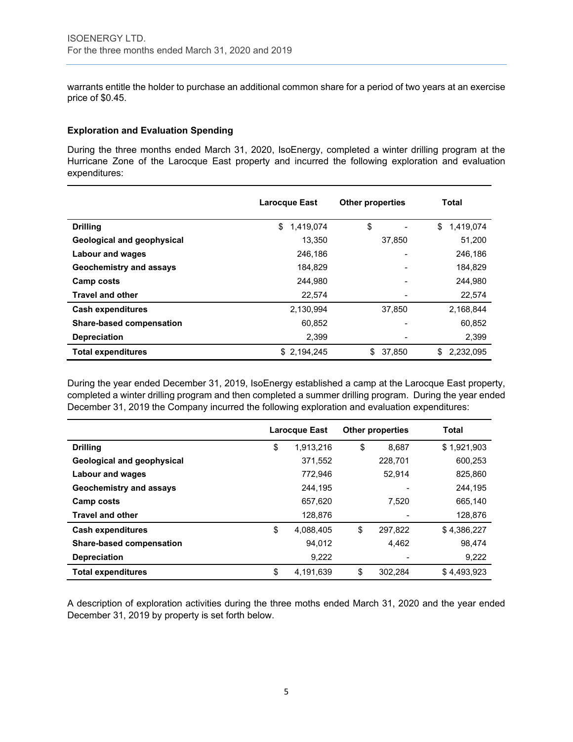warrants entitle the holder to purchase an additional common share for a period of two years at an exercise price of $0.45.

### Exploration and Evaluation Spending

During the three months ended March 31, 2020, IsoEnergy, completed a winter drilling program at the Hurricane Zone of the Larocque East property and incurred the following exploration and evaluation expenditures:

| | Larocque East | Other properties | Total |
|---|---|---|---|
| **Drilling** | $ 1,419,074 | $ - | $ 1,419,074 |
| **Geological and geophysical** | 13,350 | 37,850 | 51,200 |
| **Labour and wages** | 246,186 | - | 246,186 |
| **Geochemistry and assays** | 184,829 | - | 184,829 |
| **Camp costs** | 244,980 | - | 244,980 |
| **Travel and other** | 22,574 | - | 22,574 |
| **Cash expenditures** | 2,130,994 | 37,850 | 2,168,844 |
| **Share-based compensation** | 60,852 | - | 60,852 |
| **Depreciation** | 2,399 | - | 2,399 |
| **Total expenditures** | $ 2,194,245 | $ 37,850 | $ 2,232,095 |

During the year ended December 31, 2019, IsoEnergy established a camp at the Larocque East property, completed a winter drilling program and then completed a summer drilling program. During the year ended December 31, 2019 the Company incurred the following exploration and evaluation expenditures:

| | Larocque East | Other properties | Total |
|---|---|---|---|
| **Drilling** | $ 1,913,216 | $ 8,687 | $ 1,921,903 |
| **Geological and geophysical** | 371,552 | 228,701 | 600,253 |
| **Labour and wages** | 772,946 | 52,914 | 825,860 |
| **Geochemistry and assays** | 244,195 | - | 244,195 |
| **Camp costs** | 657,620 | 7,520 | 665,140 |
| **Travel and other** | 128,876 | - | 128,876 |
| **Cash expenditures** | $ 4,088,405 | $ 297,822 | $ 4,386,227 |
| **Share-based compensation** | 94,012 | 4,462 | 98,474 |
| **Depreciation** | 9,222 | - | 9,222 |
| **Total expenditures** | $ 4,191,639 | $ 302,284 | $ 4,493,923 |

A description of exploration activities during the three moths ended March 31, 2020 and the year ended December 31, 2019 by property is set forth below.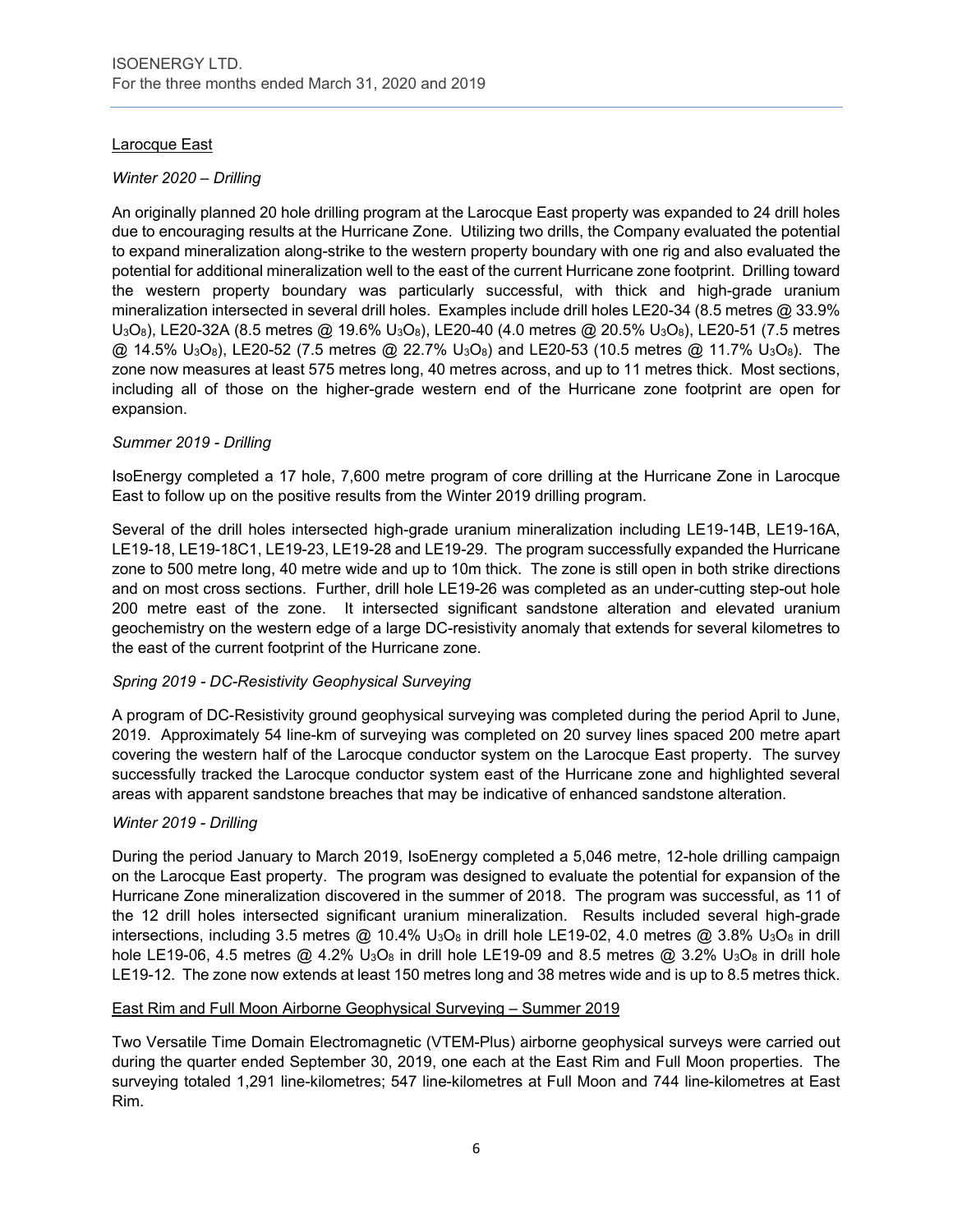## Larocque East

### *Winter 2020 – Drilling*

An originally planned 20 hole drilling program at the Larocque East property was expanded to 24 drill holes due to encouraging results at the Hurricane Zone. Utilizing two drills, the Company evaluated the potential to expand mineralization along-strike to the western property boundary with one rig and also evaluated the potential for additional mineralization well to the east of the current Hurricane zone footprint. Drilling toward the western property boundary was particularly successful, with thick and high-grade uranium mineralization intersected in several drill holes. Examples include drill holes LE20-34 (8.5 metres @ 33.9% $U_3O_8$), LE20-32A (8.5 metres @ 19.6% $U_3O_8$), LE20-40 (4.0 metres @ 20.5% $U_3O_8$), LE20-51 (7.5 metres @ 14.5% $U_3O_8$), LE20-52 (7.5 metres @ 22.7% $U_3O_8$) and LE20-53 (10.5 metres @ 11.7% $U_3O_8$). The zone now measures at least 575 metres long, 40 metres across, and up to 11 metres thick. Most sections, including all of those on the higher-grade western end of the Hurricane zone footprint are open for expansion.

### *Summer 2019 - Drilling*

IsoEnergy completed a 17 hole, 7,600 metre program of core drilling at the Hurricane Zone in Larocque East to follow up on the positive results from the Winter 2019 drilling program.

Several of the drill holes intersected high-grade uranium mineralization including LE19-14B, LE19-16A, LE19-18, LE19-18C1, LE19-23, LE19-28 and LE19-29. The program successfully expanded the Hurricane zone to 500 metre long, 40 metre wide and up to 10m thick. The zone is still open in both strike directions and on most cross sections. Further, drill hole LE19-26 was completed as an under-cutting step-out hole 200 metre east of the zone. It intersected significant sandstone alteration and elevated uranium geochemistry on the western edge of a large DC-resistivity anomaly that extends for several kilometres to the east of the current footprint of the Hurricane zone.

### *Spring 2019 - DC-Resistivity Geophysical Surveying*

A program of DC-Resistivity ground geophysical surveying was completed during the period April to June, 2019. Approximately 54 line-km of surveying was completed on 20 survey lines spaced 200 metre apart covering the western half of the Larocque conductor system on the Larocque East property. The survey successfully tracked the Larocque conductor system east of the Hurricane zone and highlighted several areas with apparent sandstone breaches that may be indicative of enhanced sandstone alteration.

### *Winter 2019 - Drilling*

During the period January to March 2019, IsoEnergy completed a 5,046 metre, 12-hole drilling campaign on the Larocque East property. The program was designed to evaluate the potential for expansion of the Hurricane Zone mineralization discovered in the summer of 2018. The program was successful, as 11 of the 12 drill holes intersected significant uranium mineralization. Results included several high-grade intersections, including 3.5 metres @ 10.4% $U_3O_8$ in drill hole LE19-02, 4.0 metres @ 3.8% $U_3O_8$ in drill hole LE19-06, 4.5 metres @ 4.2% $U_3O_8$ in drill hole LE19-09 and 8.5 metres @ 3.2% $U_3O_8$ in drill hole LE19-12. The zone now extends at least 150 metres long and 38 metres wide and is up to 8.5 metres thick.

## East Rim and Full Moon Airborne Geophysical Surveying – Summer 2019

Two Versatile Time Domain Electromagnetic (VTEM-Plus) airborne geophysical surveys were carried out during the quarter ended September 30, 2019, one each at the East Rim and Full Moon properties. The surveying totaled 1,291 line-kilometres; 547 line-kilometres at Full Moon and 744 line-kilometres at East Rim.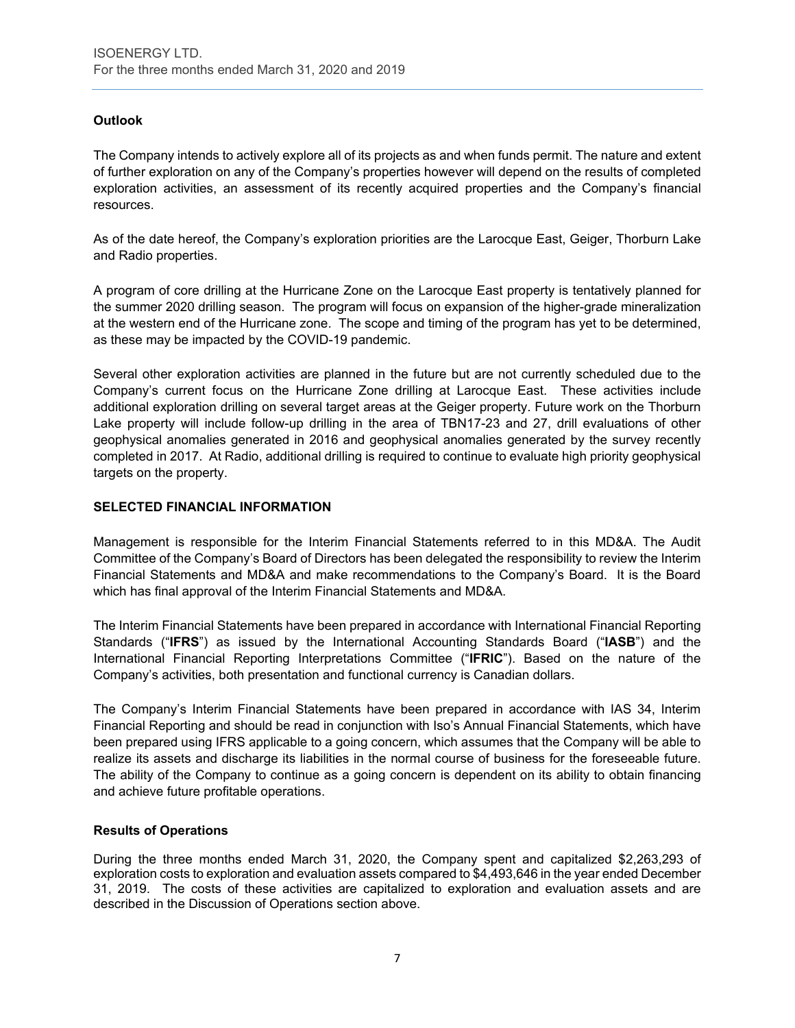### Outlook

The Company intends to actively explore all of its projects as and when funds permit. The nature and extent of further exploration on any of the Company's properties however will depend on the results of completed exploration activities, an assessment of its recently acquired properties and the Company's financial resources.

As of the date hereof, the Company's exploration priorities are the Larocque East, Geiger, Thorburn Lake and Radio properties.

A program of core drilling at the Hurricane Zone on the Larocque East property is tentatively planned for the summer 2020 drilling season. The program will focus on expansion of the higher-grade mineralization at the western end of the Hurricane zone. The scope and timing of the program has yet to be determined, as these may be impacted by the COVID-19 pandemic.

Several other exploration activities are planned in the future but are not currently scheduled due to the Company's current focus on the Hurricane Zone drilling at Larocque East. These activities include additional exploration drilling on several target areas at the Geiger property. Future work on the Thorburn Lake property will include follow-up drilling in the area of TBN17-23 and 27, drill evaluations of other geophysical anomalies generated in 2016 and geophysical anomalies generated by the survey recently completed in 2017. At Radio, additional drilling is required to continue to evaluate high priority geophysical targets on the property.

## SELECTED FINANCIAL INFORMATION

Management is responsible for the Interim Financial Statements referred to in this MD&A. The Audit Committee of the Company's Board of Directors has been delegated the responsibility to review the Interim Financial Statements and MD&A and make recommendations to the Company's Board. It is the Board which has final approval of the Interim Financial Statements and MD&A.

The Interim Financial Statements have been prepared in accordance with International Financial Reporting Standards ("**IFRS**") as issued by the International Accounting Standards Board ("**IASB**") and the International Financial Reporting Interpretations Committee ("**IFRIC**"). Based on the nature of the Company's activities, both presentation and functional currency is Canadian dollars.

The Company's Interim Financial Statements have been prepared in accordance with IAS 34, Interim Financial Reporting and should be read in conjunction with Iso's Annual Financial Statements, which have been prepared using IFRS applicable to a going concern, which assumes that the Company will be able to realize its assets and discharge its liabilities in the normal course of business for the foreseeable future. The ability of the Company to continue as a going concern is dependent on its ability to obtain financing and achieve future profitable operations.

### Results of Operations

During the three months ended March 31, 2020, the Company spent and capitalized $2,263,293 of exploration costs to exploration and evaluation assets compared to $4,493,646 in the year ended December 31, 2019. The costs of these activities are capitalized to exploration and evaluation assets and are described in the Discussion of Operations section above.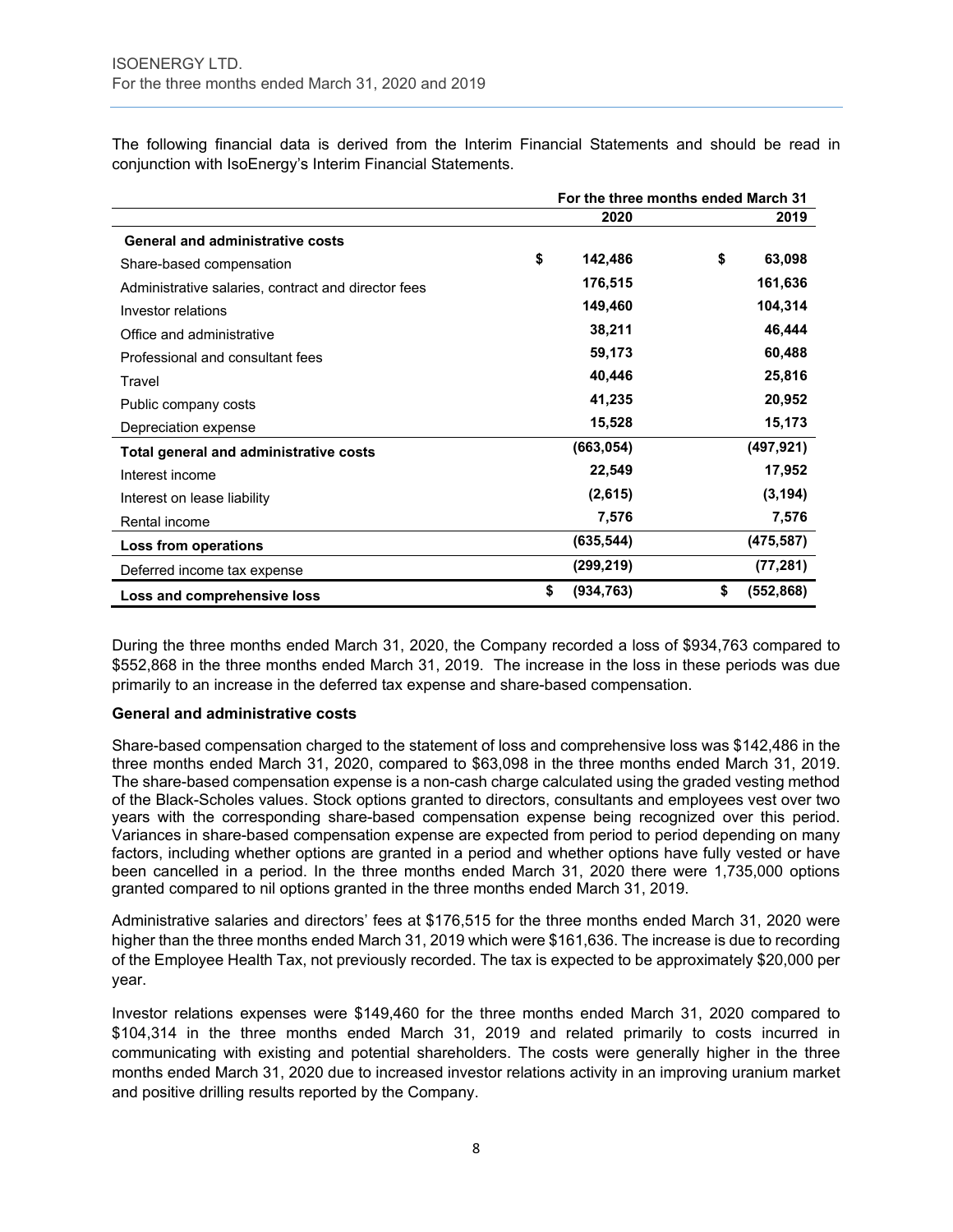The following financial data is derived from the Interim Financial Statements and should be read in conjunction with IsoEnergy's Interim Financial Statements.

| | For the three months ended March 31 | |
|---|---|---|
| | 2020 | 2019 |
| **General and administrative costs** | | |
| Share-based compensation | $ 142,486 | $ 63,098 |
| Administrative salaries, contract and director fees | 176,515 | 161,636 |
| Investor relations | 149,460 | 104,314 |
| Office and administrative | 38,211 | 46,444 |
| Professional and consultant fees | 59,173 | 60,488 |
| Travel | 40,446 | 25,816 |
| Public company costs | 41,235 | 20,952 |
| Depreciation expense | 15,528 | 15,173 |
| **Total general and administrative costs** | (663,054) | (497,921) |
| Interest income | 22,549 | 17,952 |
| Interest on lease liability | (2,615) | (3,194) |
| Rental income | 7,576 | 7,576 |
| **Loss from operations** | (635,544) | (475,587) |
| Deferred income tax expense | (299,219) | (77,281) |
| **Loss and comprehensive loss** | $ (934,763) | $ (552,868) |

During the three months ended March 31, 2020, the Company recorded a loss of $934,763 compared to $552,868 in the three months ended March 31, 2019. The increase in the loss in these periods was due primarily to an increase in the deferred tax expense and share-based compensation.

**General and administrative costs**

Share-based compensation charged to the statement of loss and comprehensive loss was $142,486 in the three months ended March 31, 2020, compared to $63,098 in the three months ended March 31, 2019. The share-based compensation expense is a non-cash charge calculated using the graded vesting method of the Black-Scholes values. Stock options granted to directors, consultants and employees vest over two years with the corresponding share-based compensation expense being recognized over this period. Variances in share-based compensation expense are expected from period to period depending on many factors, including whether options are granted in a period and whether options have fully vested or have been cancelled in a period. In the three months ended March 31, 2020 there were 1,735,000 options granted compared to nil options granted in the three months ended March 31, 2019.

Administrative salaries and directors' fees at $176,515 for the three months ended March 31, 2020 were higher than the three months ended March 31, 2019 which were $161,636. The increase is due to recording of the Employee Health Tax, not previously recorded. The tax is expected to be approximately $20,000 per year.

Investor relations expenses were $149,460 for the three months ended March 31, 2020 compared to $104,314 in the three months ended March 31, 2019 and related primarily to costs incurred in communicating with existing and potential shareholders. The costs were generally higher in the three months ended March 31, 2020 due to increased investor relations activity in an improving uranium market and positive drilling results reported by the Company.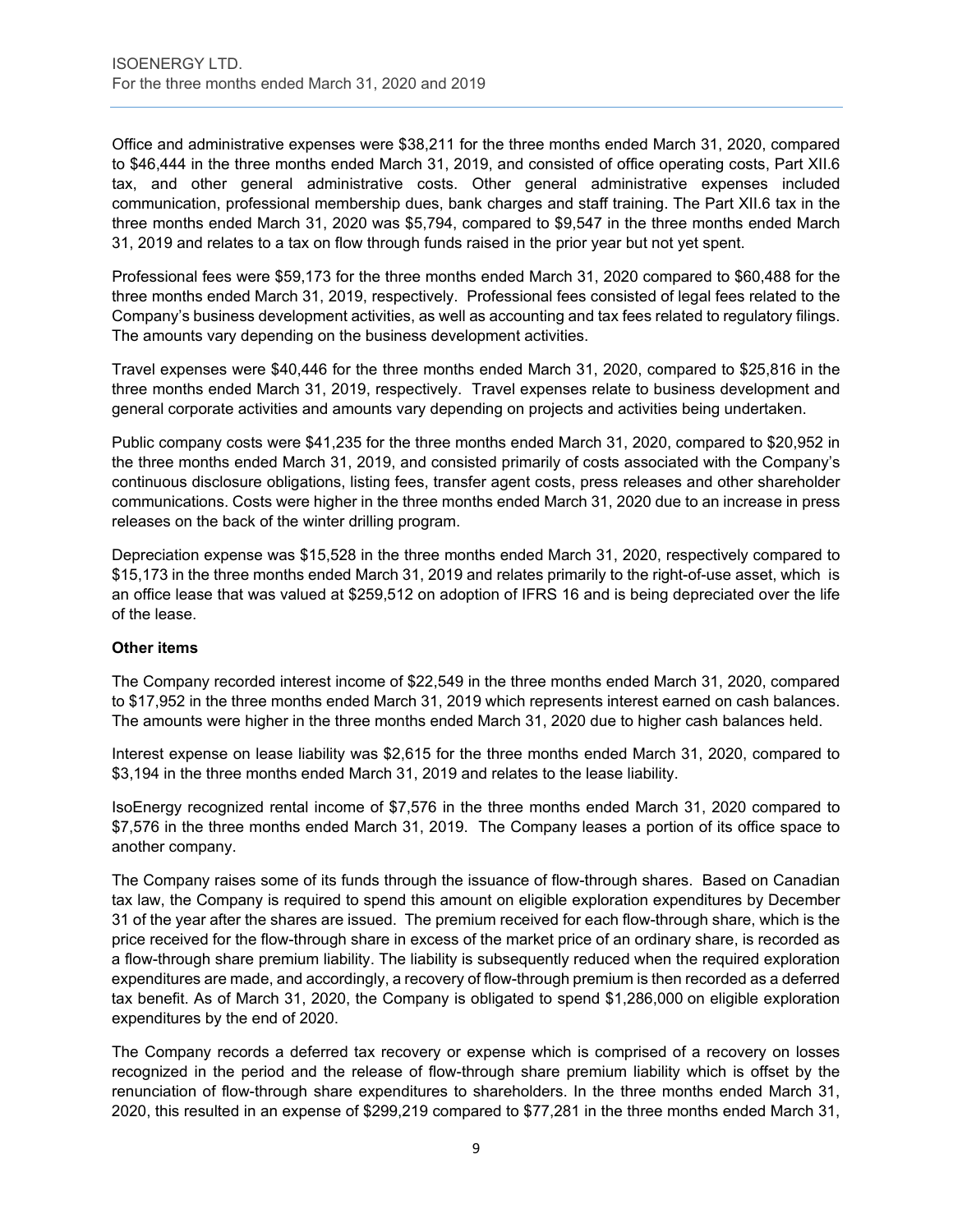Office and administrative expenses were $38,211 for the three months ended March 31, 2020, compared to $46,444 in the three months ended March 31, 2019, and consisted of office operating costs, Part XII.6 tax, and other general administrative costs. Other general administrative expenses included communication, professional membership dues, bank charges and staff training. The Part XII.6 tax in the three months ended March 31, 2020 was $5,794, compared to $9,547 in the three months ended March 31, 2019 and relates to a tax on flow through funds raised in the prior year but not yet spent.

Professional fees were $59,173 for the three months ended March 31, 2020 compared to $60,488 for the three months ended March 31, 2019, respectively. Professional fees consisted of legal fees related to the Company's business development activities, as well as accounting and tax fees related to regulatory filings. The amounts vary depending on the business development activities.

Travel expenses were $40,446 for the three months ended March 31, 2020, compared to $25,816 in the three months ended March 31, 2019, respectively. Travel expenses relate to business development and general corporate activities and amounts vary depending on projects and activities being undertaken.

Public company costs were $41,235 for the three months ended March 31, 2020, compared to $20,952 in the three months ended March 31, 2019, and consisted primarily of costs associated with the Company's continuous disclosure obligations, listing fees, transfer agent costs, press releases and other shareholder communications. Costs were higher in the three months ended March 31, 2020 due to an increase in press releases on the back of the winter drilling program.

Depreciation expense was $15,528 in the three months ended March 31, 2020, respectively compared to $15,173 in the three months ended March 31, 2019 and relates primarily to the right-of-use asset, which is an office lease that was valued at $259,512 on adoption of IFRS 16 and is being depreciated over the life of the lease.

**Other items**

The Company recorded interest income of $22,549 in the three months ended March 31, 2020, compared to $17,952 in the three months ended March 31, 2019 which represents interest earned on cash balances. The amounts were higher in the three months ended March 31, 2020 due to higher cash balances held.

Interest expense on lease liability was $2,615 for the three months ended March 31, 2020, compared to $3,194 in the three months ended March 31, 2019 and relates to the lease liability.

IsoEnergy recognized rental income of $7,576 in the three months ended March 31, 2020 compared to $7,576 in the three months ended March 31, 2019. The Company leases a portion of its office space to another company.

The Company raises some of its funds through the issuance of flow-through shares. Based on Canadian tax law, the Company is required to spend this amount on eligible exploration expenditures by December 31 of the year after the shares are issued. The premium received for each flow-through share, which is the price received for the flow-through share in excess of the market price of an ordinary share, is recorded as a flow-through share premium liability. The liability is subsequently reduced when the required exploration expenditures are made, and accordingly, a recovery of flow-through premium is then recorded as a deferred tax benefit. As of March 31, 2020, the Company is obligated to spend $1,286,000 on eligible exploration expenditures by the end of 2020.

The Company records a deferred tax recovery or expense which is comprised of a recovery on losses recognized in the period and the release of flow-through share premium liability which is offset by the renunciation of flow-through share expenditures to shareholders. In the three months ended March 31, 2020, this resulted in an expense of $299,219 compared to $77,281 in the three months ended March 31,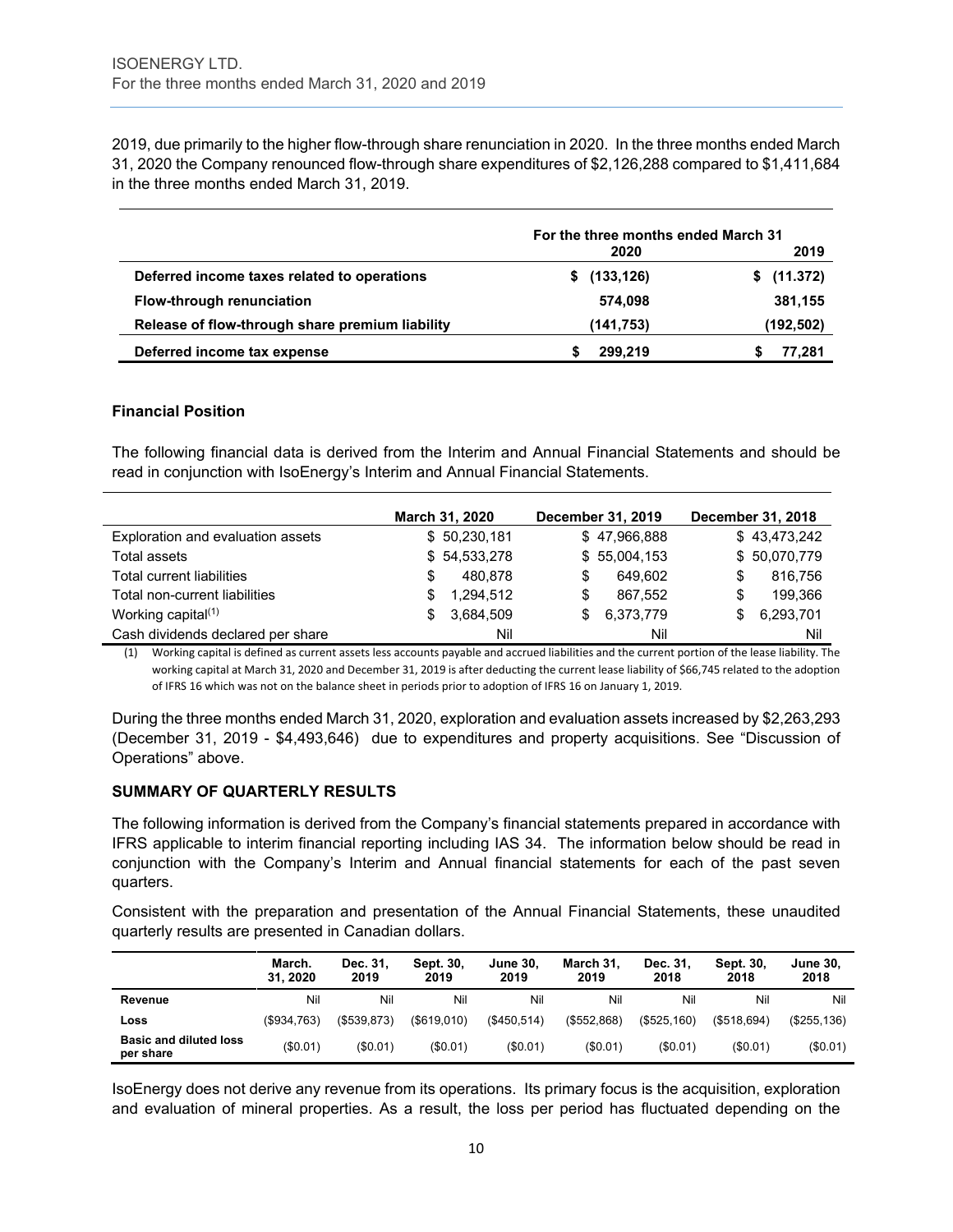2019, due primarily to the higher flow-through share renunciation in 2020. In the three months ended March 31, 2020 the Company renounced flow-through share expenditures of $2,126,288 compared to $1,411,684 in the three months ended March 31, 2019.

| | For the three months ended March 31 2020 | 2019 |
|---|---|---|
| **Deferred income taxes related to operations** | **$ (133,126)** | **$ (11.372)** |
| **Flow-through renunciation** | **574,098** | **381,155** |
| **Release of flow-through share premium liability** | **(141,753)** | **(192,502)** |
| **Deferred income tax expense** | **$ 299,219** | **$ 77,281** |

### Financial Position

The following financial data is derived from the Interim and Annual Financial Statements and should be read in conjunction with IsoEnergy's Interim and Annual Financial Statements.

| | March 31, 2020 | December 31, 2019 | December 31, 2018 |
|---|---|---|---|
| Exploration and evaluation assets | $ 50,230,181 | $ 47,966,888 | $ 43,473,242 |
| Total assets | $ 54,533,278 | $ 55,004,153 | $ 50,070,779 |
| Total current liabilities | $ 480,878 | $ 649,602 | $ 816,756 |
| Total non-current liabilities | $ 1,294,512 | $ 867,552 | $ 199,366 |
| Working capital[(1)] | $ 3,684,509 | $ 6,373,779 | $ 6,293,701 |
| Cash dividends declared per share | Nil | Nil | Nil |

(1) Working capital is defined as current assets less accounts payable and accrued liabilities and the current portion of the lease liability. The working capital at March 31, 2020 and December 31, 2019 is after deducting the current lease liability of $66,745 related to the adoption of IFRS 16 which was not on the balance sheet in periods prior to adoption of IFRS 16 on January 1, 2019.

During the three months ended March 31, 2020, exploration and evaluation assets increased by $2,263,293 (December 31, 2019 - $4,493,646) due to expenditures and property acquisitions. See "Discussion of Operations" above.

## SUMMARY OF QUARTERLY RESULTS

The following information is derived from the Company's financial statements prepared in accordance with IFRS applicable to interim financial reporting including IAS 34. The information below should be read in conjunction with the Company's Interim and Annual financial statements for each of the past seven quarters.

Consistent with the preparation and presentation of the Annual Financial Statements, these unaudited quarterly results are presented in Canadian dollars.

| | March. 31, 2020 | Dec. 31, 2019 | Sept. 30, 2019 | June 30, 2019 | March 31, 2019 | Dec. 31, 2018 | Sept. 30, 2018 | June 30, 2018 |
|---|---|---|---|---|---|---|---|---|
| **Revenue** | Nil | Nil | Nil | Nil | Nil | Nil | Nil | Nil |
| **Loss** | ($934,763) | ($539,873) | ($619,010) | ($450,514) | ($552,868) | ($525,160) | ($518,694) | ($255,136) |
| **Basic and diluted loss per share** | ($0.01) | ($0.01) | ($0.01) | ($0.01) | ($0.01) | ($0.01) | ($0.01) | ($0.01) |

IsoEnergy does not derive any revenue from its operations. Its primary focus is the acquisition, exploration and evaluation of mineral properties. As a result, the loss per period has fluctuated depending on the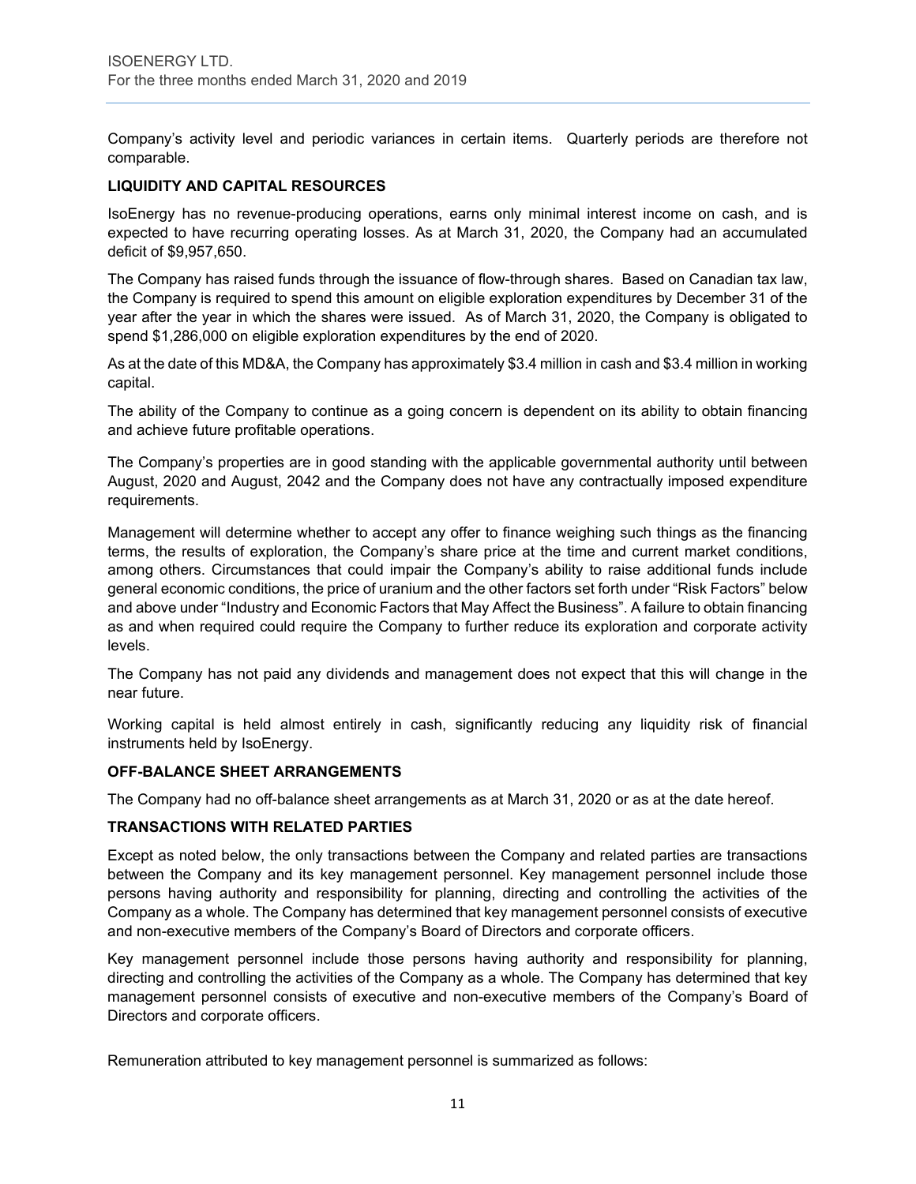Company's activity level and periodic variances in certain items. Quarterly periods are therefore not comparable.

## LIQUIDITY AND CAPITAL RESOURCES

IsoEnergy has no revenue-producing operations, earns only minimal interest income on cash, and is expected to have recurring operating losses. As at March 31, 2020, the Company had an accumulated deficit of $9,957,650.

The Company has raised funds through the issuance of flow-through shares. Based on Canadian tax law, the Company is required to spend this amount on eligible exploration expenditures by December 31 of the year after the year in which the shares were issued. As of March 31, 2020, the Company is obligated to spend $1,286,000 on eligible exploration expenditures by the end of 2020.

As at the date of this MD&A, the Company has approximately $3.4 million in cash and $3.4 million in working capital.

The ability of the Company to continue as a going concern is dependent on its ability to obtain financing and achieve future profitable operations.

The Company's properties are in good standing with the applicable governmental authority until between August, 2020 and August, 2042 and the Company does not have any contractually imposed expenditure requirements.

Management will determine whether to accept any offer to finance weighing such things as the financing terms, the results of exploration, the Company's share price at the time and current market conditions, among others. Circumstances that could impair the Company's ability to raise additional funds include general economic conditions, the price of uranium and the other factors set forth under "Risk Factors" below and above under "Industry and Economic Factors that May Affect the Business". A failure to obtain financing as and when required could require the Company to further reduce its exploration and corporate activity levels.

The Company has not paid any dividends and management does not expect that this will change in the near future.

Working capital is held almost entirely in cash, significantly reducing any liquidity risk of financial instruments held by IsoEnergy.

## OFF-BALANCE SHEET ARRANGEMENTS

The Company had no off-balance sheet arrangements as at March 31, 2020 or as at the date hereof.

## TRANSACTIONS WITH RELATED PARTIES

Except as noted below, the only transactions between the Company and related parties are transactions between the Company and its key management personnel. Key management personnel include those persons having authority and responsibility for planning, directing and controlling the activities of the Company as a whole. The Company has determined that key management personnel consists of executive and non-executive members of the Company's Board of Directors and corporate officers.

Key management personnel include those persons having authority and responsibility for planning, directing and controlling the activities of the Company as a whole. The Company has determined that key management personnel consists of executive and non-executive members of the Company's Board of Directors and corporate officers.

Remuneration attributed to key management personnel is summarized as follows: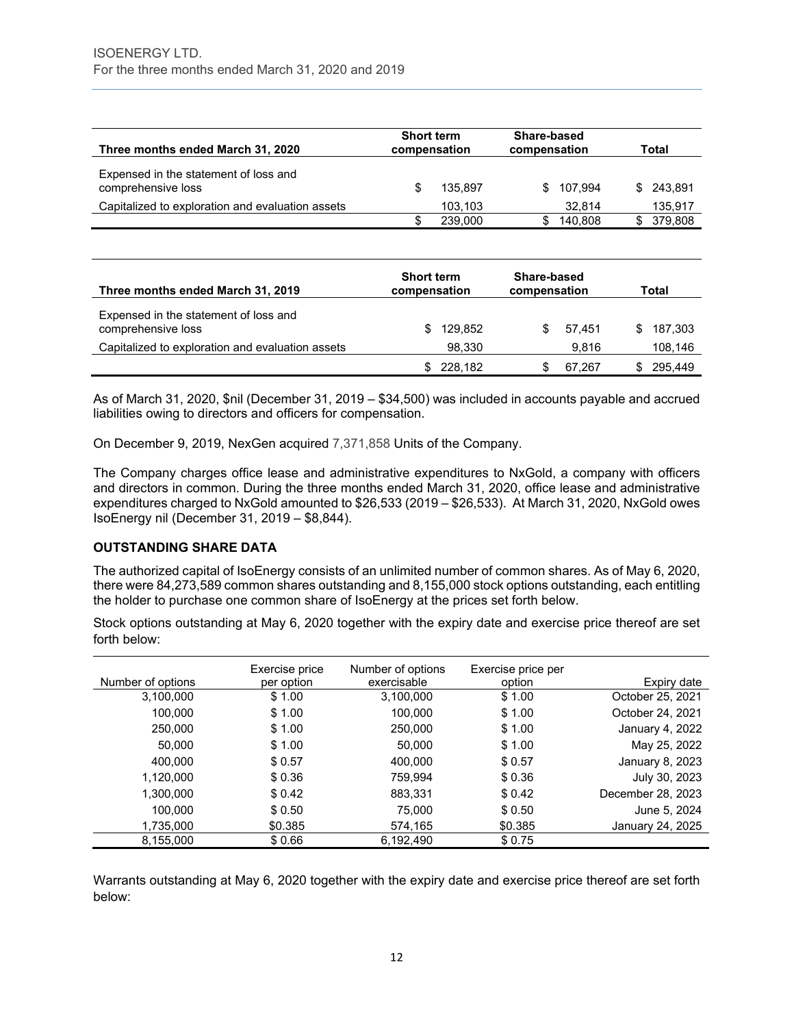| Three months ended March 31, 2020 | Short term compensation | Share-based compensation | Total |
|---|---|---|---|
| Expensed in the statement of loss and comprehensive loss | $ 135,897 | $ 107,994 | $ 243,891 |
| Capitalized to exploration and evaluation assets | 103,103 | 32,814 | 135,917 |
| | $ 239,000 | $ 140,808 | $ 379,808 |

| Three months ended March 31, 2019 | Short term compensation | Share-based compensation | Total |
|---|---|---|---|
| Expensed in the statement of loss and comprehensive loss | $ 129,852 | $ 57,451 | $ 187,303 |
| Capitalized to exploration and evaluation assets | 98,330 | 9,816 | 108,146 |
| | $ 228,182 | $ 67,267 | $ 295,449 |

As of March 31, 2020, $nil (December 31, 2019 – $34,500) was included in accounts payable and accrued liabilities owing to directors and officers for compensation.

On December 9, 2019, NexGen acquired 7,371,858 Units of the Company.

The Company charges office lease and administrative expenditures to NxGold, a company with officers and directors in common. During the three months ended March 31, 2020, office lease and administrative expenditures charged to NxGold amounted to $26,533 (2019 – $26,533). At March 31, 2020, NxGold owes IsoEnergy nil (December 31, 2019 – $8,844).

## OUTSTANDING SHARE DATA

The authorized capital of IsoEnergy consists of an unlimited number of common shares. As of May 6, 2020, there were 84,273,589 common shares outstanding and 8,155,000 stock options outstanding, each entitling the holder to purchase one common share of IsoEnergy at the prices set forth below.

Stock options outstanding at May 6, 2020 together with the expiry date and exercise price thereof are set forth below:

| Number of options | Exercise price per option | Number of options exercisable | Exercise price per option | Expiry date |
|---|---|---|---|---|
| 3,100,000 | $ 1.00 | 3,100,000 | $ 1.00 | October 25, 2021 |
| 100,000 | $ 1.00 | 100,000 | $ 1.00 | October 24, 2021 |
| 250,000 | $ 1.00 | 250,000 | $ 1.00 | January 4, 2022 |
| 50,000 | $ 1.00 | 50,000 | $ 1.00 | May 25, 2022 |
| 400,000 | $ 0.57 | 400,000 | $ 0.57 | January 8, 2023 |
| 1,120,000 | $ 0.36 | 759,994 | $ 0.36 | July 30, 2023 |
| 1,300,000 | $ 0.42 | 883,331 | $ 0.42 | December 28, 2023 |
| 100,000 | $ 0.50 | 75,000 | $ 0.50 | June 5, 2024 |
| 1,735,000 | $0.385 | 574,165 | $0.385 | January 24, 2025 |
| 8,155,000 | $ 0.66 | 6,192,490 | $ 0.75 | |

Warrants outstanding at May 6, 2020 together with the expiry date and exercise price thereof are set forth below: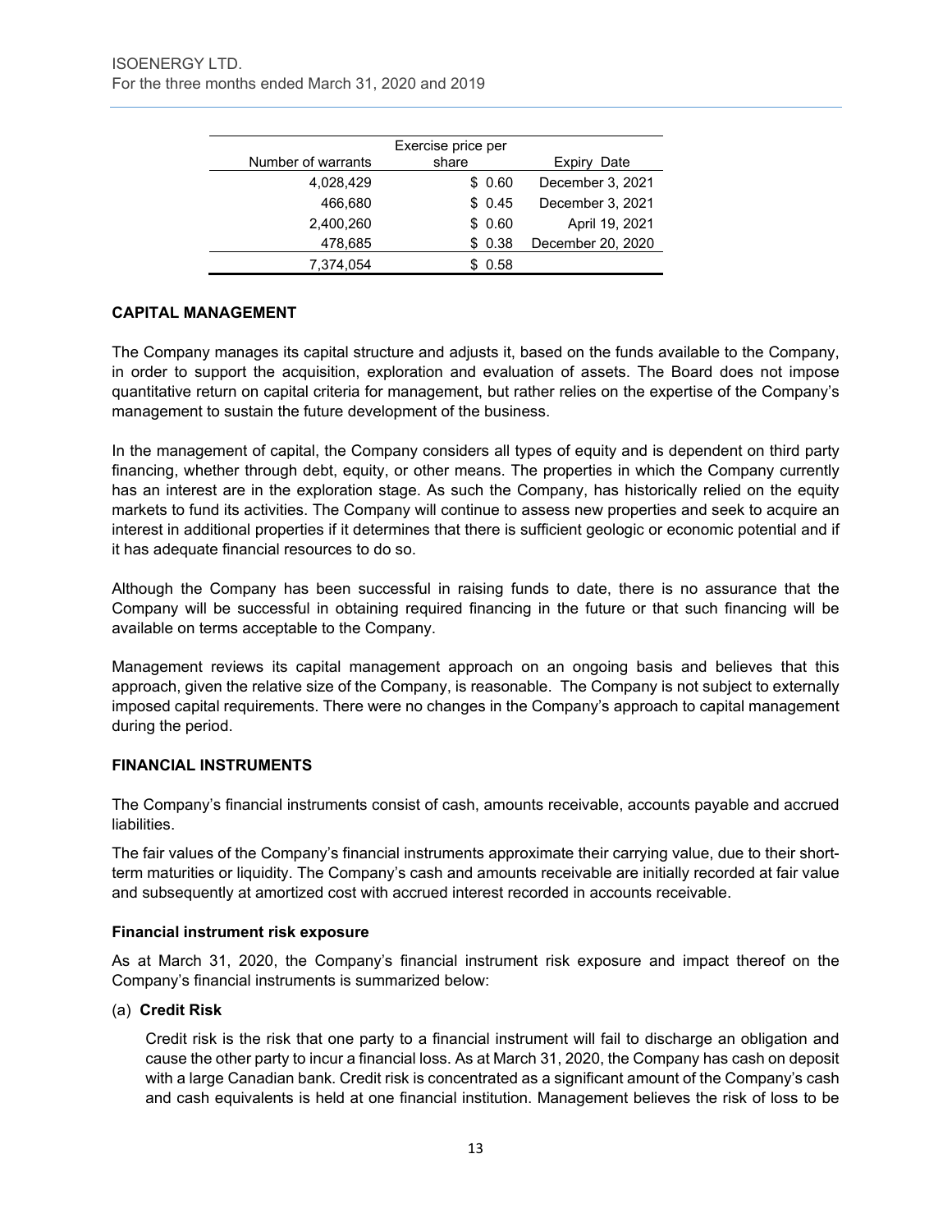| Number of warrants | Exercise price per share | Expiry Date |
|---|---|---|
| 4,028,429 | $ 0.60 | December 3, 2021 |
| 466,680 | $ 0.45 | December 3, 2021 |
| 2,400,260 | $ 0.60 | April 19, 2021 |
| 478,685 | $ 0.38 | December 20, 2020 |
| 7,374,054 | $ 0.58 | |

## CAPITAL MANAGEMENT

The Company manages its capital structure and adjusts it, based on the funds available to the Company, in order to support the acquisition, exploration and evaluation of assets. The Board does not impose quantitative return on capital criteria for management, but rather relies on the expertise of the Company's management to sustain the future development of the business.

In the management of capital, the Company considers all types of equity and is dependent on third party financing, whether through debt, equity, or other means. The properties in which the Company currently has an interest are in the exploration stage. As such the Company, has historically relied on the equity markets to fund its activities. The Company will continue to assess new properties and seek to acquire an interest in additional properties if it determines that there is sufficient geologic or economic potential and if it has adequate financial resources to do so.

Although the Company has been successful in raising funds to date, there is no assurance that the Company will be successful in obtaining required financing in the future or that such financing will be available on terms acceptable to the Company.

Management reviews its capital management approach on an ongoing basis and believes that this approach, given the relative size of the Company, is reasonable. The Company is not subject to externally imposed capital requirements. There were no changes in the Company's approach to capital management during the period.

## FINANCIAL INSTRUMENTS

The Company's financial instruments consist of cash, amounts receivable, accounts payable and accrued liabilities.

The fair values of the Company's financial instruments approximate their carrying value, due to their short-term maturities or liquidity. The Company's cash and amounts receivable are initially recorded at fair value and subsequently at amortized cost with accrued interest recorded in accounts receivable.

### Financial instrument risk exposure

As at March 31, 2020, the Company's financial instrument risk exposure and impact thereof on the Company's financial instruments is summarized below:

(a) **Credit Risk**

Credit risk is the risk that one party to a financial instrument will fail to discharge an obligation and cause the other party to incur a financial loss. As at March 31, 2020, the Company has cash on deposit with a large Canadian bank. Credit risk is concentrated as a significant amount of the Company's cash and cash equivalents is held at one financial institution. Management believes the risk of loss to be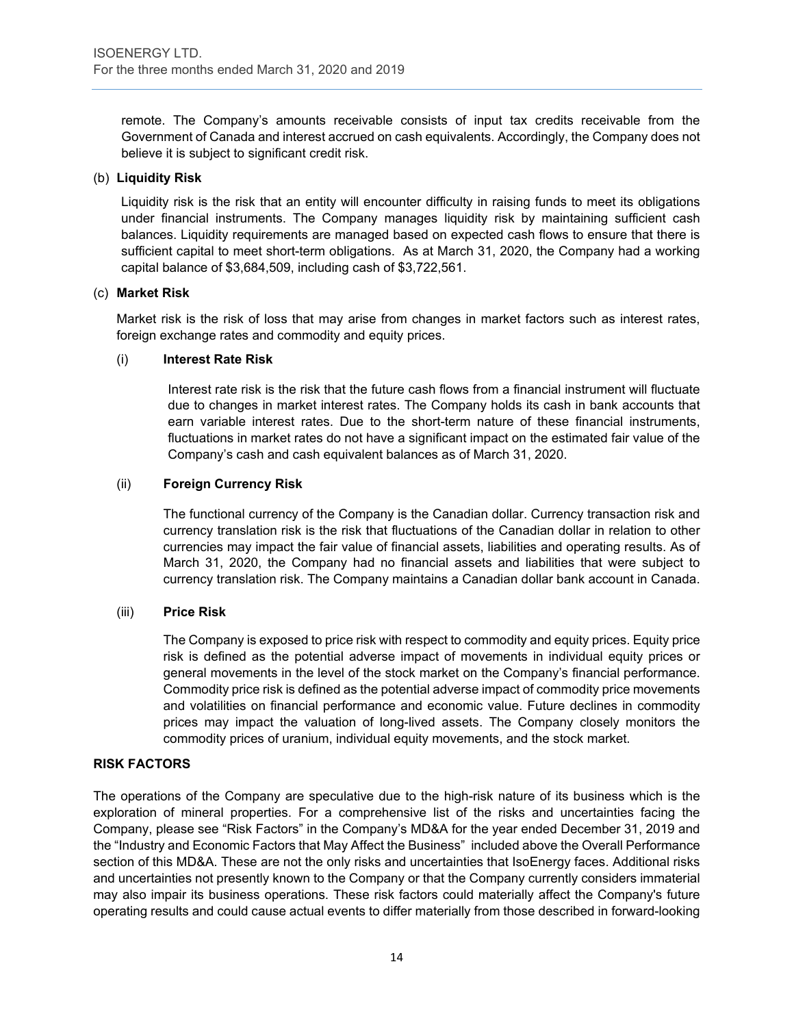remote. The Company's amounts receivable consists of input tax credits receivable from the Government of Canada and interest accrued on cash equivalents. Accordingly, the Company does not believe it is subject to significant credit risk.

(b) **Liquidity Risk**

Liquidity risk is the risk that an entity will encounter difficulty in raising funds to meet its obligations under financial instruments. The Company manages liquidity risk by maintaining sufficient cash balances. Liquidity requirements are managed based on expected cash flows to ensure that there is sufficient capital to meet short-term obligations. As at March 31, 2020, the Company had a working capital balance of $3,684,509, including cash of $3,722,561.

(c) **Market Risk**

Market risk is the risk of loss that may arise from changes in market factors such as interest rates, foreign exchange rates and commodity and equity prices.

(i) **Interest Rate Risk**

Interest rate risk is the risk that the future cash flows from a financial instrument will fluctuate due to changes in market interest rates. The Company holds its cash in bank accounts that earn variable interest rates. Due to the short-term nature of these financial instruments, fluctuations in market rates do not have a significant impact on the estimated fair value of the Company's cash and cash equivalent balances as of March 31, 2020.

(ii) **Foreign Currency Risk**

The functional currency of the Company is the Canadian dollar. Currency transaction risk and currency translation risk is the risk that fluctuations of the Canadian dollar in relation to other currencies may impact the fair value of financial assets, liabilities and operating results. As of March 31, 2020, the Company had no financial assets and liabilities that were subject to currency translation risk. The Company maintains a Canadian dollar bank account in Canada.

(iii) **Price Risk**

The Company is exposed to price risk with respect to commodity and equity prices. Equity price risk is defined as the potential adverse impact of movements in individual equity prices or general movements in the level of the stock market on the Company's financial performance. Commodity price risk is defined as the potential adverse impact of commodity price movements and volatilities on financial performance and economic value. Future declines in commodity prices may impact the valuation of long-lived assets. The Company closely monitors the commodity prices of uranium, individual equity movements, and the stock market.

## RISK FACTORS

The operations of the Company are speculative due to the high-risk nature of its business which is the exploration of mineral properties. For a comprehensive list of the risks and uncertainties facing the Company, please see "Risk Factors" in the Company's MD&A for the year ended December 31, 2019 and the "Industry and Economic Factors that May Affect the Business" included above the Overall Performance section of this MD&A. These are not the only risks and uncertainties that IsoEnergy faces. Additional risks and uncertainties not presently known to the Company or that the Company currently considers immaterial may also impair its business operations. These risk factors could materially affect the Company's future operating results and could cause actual events to differ materially from those described in forward-looking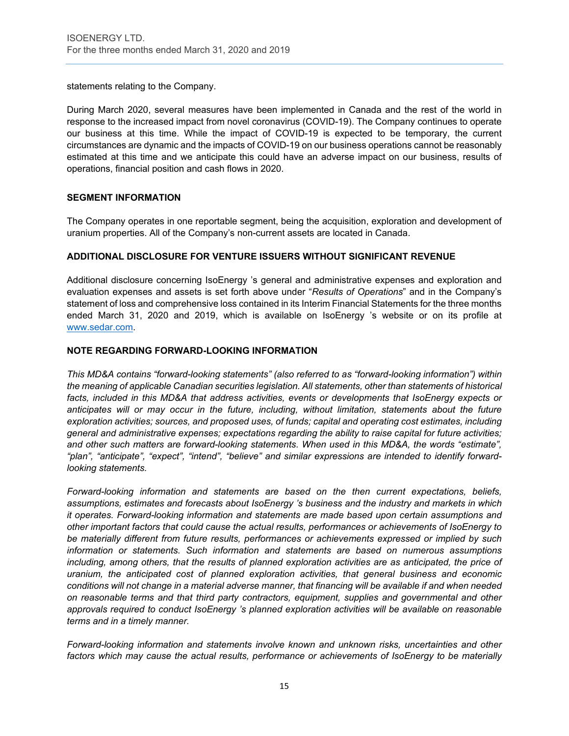statements relating to the Company.

During March 2020, several measures have been implemented in Canada and the rest of the world in response to the increased impact from novel coronavirus (COVID-19). The Company continues to operate our business at this time. While the impact of COVID-19 is expected to be temporary, the current circumstances are dynamic and the impacts of COVID-19 on our business operations cannot be reasonably estimated at this time and we anticipate this could have an adverse impact on our business, results of operations, financial position and cash flows in 2020.

## SEGMENT INFORMATION

The Company operates in one reportable segment, being the acquisition, exploration and development of uranium properties. All of the Company's non-current assets are located in Canada.

## ADDITIONAL DISCLOSURE FOR VENTURE ISSUERS WITHOUT SIGNIFICANT REVENUE

Additional disclosure concerning IsoEnergy 's general and administrative expenses and exploration and evaluation expenses and assets is set forth above under "*Results of Operations*" and in the Company's statement of loss and comprehensive loss contained in its Interim Financial Statements for the three months ended March 31, 2020 and 2019, which is available on IsoEnergy 's website or on its profile at www.sedar.com.

## NOTE REGARDING FORWARD-LOOKING INFORMATION

*This MD&A contains "forward-looking statements" (also referred to as "forward-looking information") within the meaning of applicable Canadian securities legislation. All statements, other than statements of historical facts, included in this MD&A that address activities, events or developments that IsoEnergy expects or anticipates will or may occur in the future, including, without limitation, statements about the future exploration activities; sources, and proposed uses, of funds; capital and operating cost estimates, including general and administrative expenses; expectations regarding the ability to raise capital for future activities; and other such matters are forward-looking statements. When used in this MD&A, the words "estimate", "plan", "anticipate", "expect", "intend", "believe" and similar expressions are intended to identify forward-looking statements.*

*Forward-looking information and statements are based on the then current expectations, beliefs, assumptions, estimates and forecasts about IsoEnergy 's business and the industry and markets in which it operates. Forward-looking information and statements are made based upon certain assumptions and other important factors that could cause the actual results, performances or achievements of IsoEnergy to be materially different from future results, performances or achievements expressed or implied by such information or statements. Such information and statements are based on numerous assumptions including, among others, that the results of planned exploration activities are as anticipated, the price of uranium, the anticipated cost of planned exploration activities, that general business and economic conditions will not change in a material adverse manner, that financing will be available if and when needed on reasonable terms and that third party contractors, equipment, supplies and governmental and other approvals required to conduct IsoEnergy 's planned exploration activities will be available on reasonable terms and in a timely manner.*

*Forward-looking information and statements involve known and unknown risks, uncertainties and other factors which may cause the actual results, performance or achievements of IsoEnergy to be materially*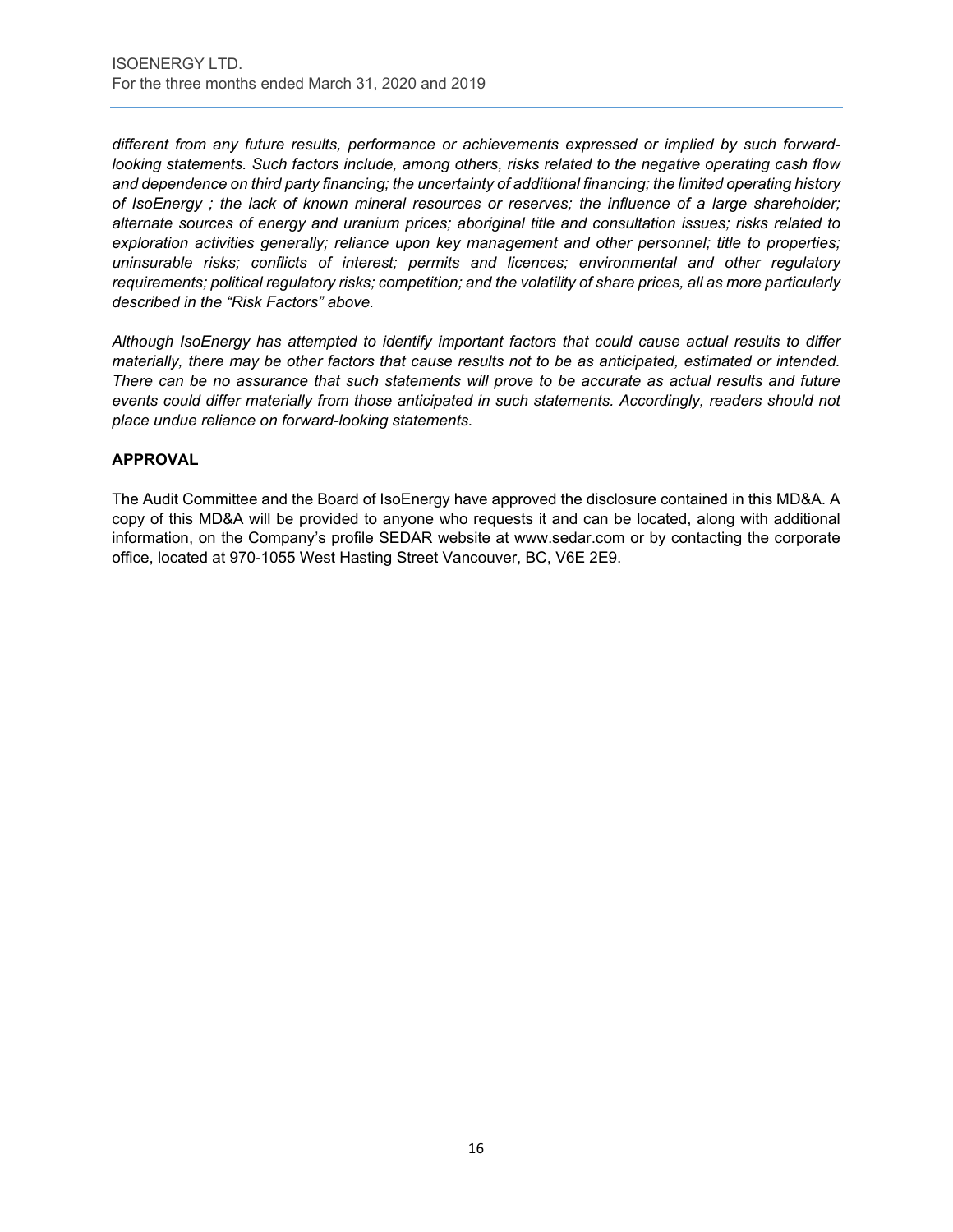*different from any future results, performance or achievements expressed or implied by such forward-looking statements. Such factors include, among others, risks related to the negative operating cash flow and dependence on third party financing; the uncertainty of additional financing; the limited operating history of IsoEnergy ; the lack of known mineral resources or reserves; the influence of a large shareholder; alternate sources of energy and uranium prices; aboriginal title and consultation issues; risks related to exploration activities generally; reliance upon key management and other personnel; title to properties; uninsurable risks; conflicts of interest; permits and licences; environmental and other regulatory requirements; political regulatory risks; competition; and the volatility of share prices, all as more particularly described in the "Risk Factors" above.*

*Although IsoEnergy has attempted to identify important factors that could cause actual results to differ materially, there may be other factors that cause results not to be as anticipated, estimated or intended. There can be no assurance that such statements will prove to be accurate as actual results and future events could differ materially from those anticipated in such statements. Accordingly, readers should not place undue reliance on forward-looking statements.*

## APPROVAL

The Audit Committee and the Board of IsoEnergy have approved the disclosure contained in this MD&A. A copy of this MD&A will be provided to anyone who requests it and can be located, along with additional information, on the Company's profile SEDAR website at www.sedar.com or by contacting the corporate office, located at 970-1055 West Hasting Street Vancouver, BC, V6E 2E9.